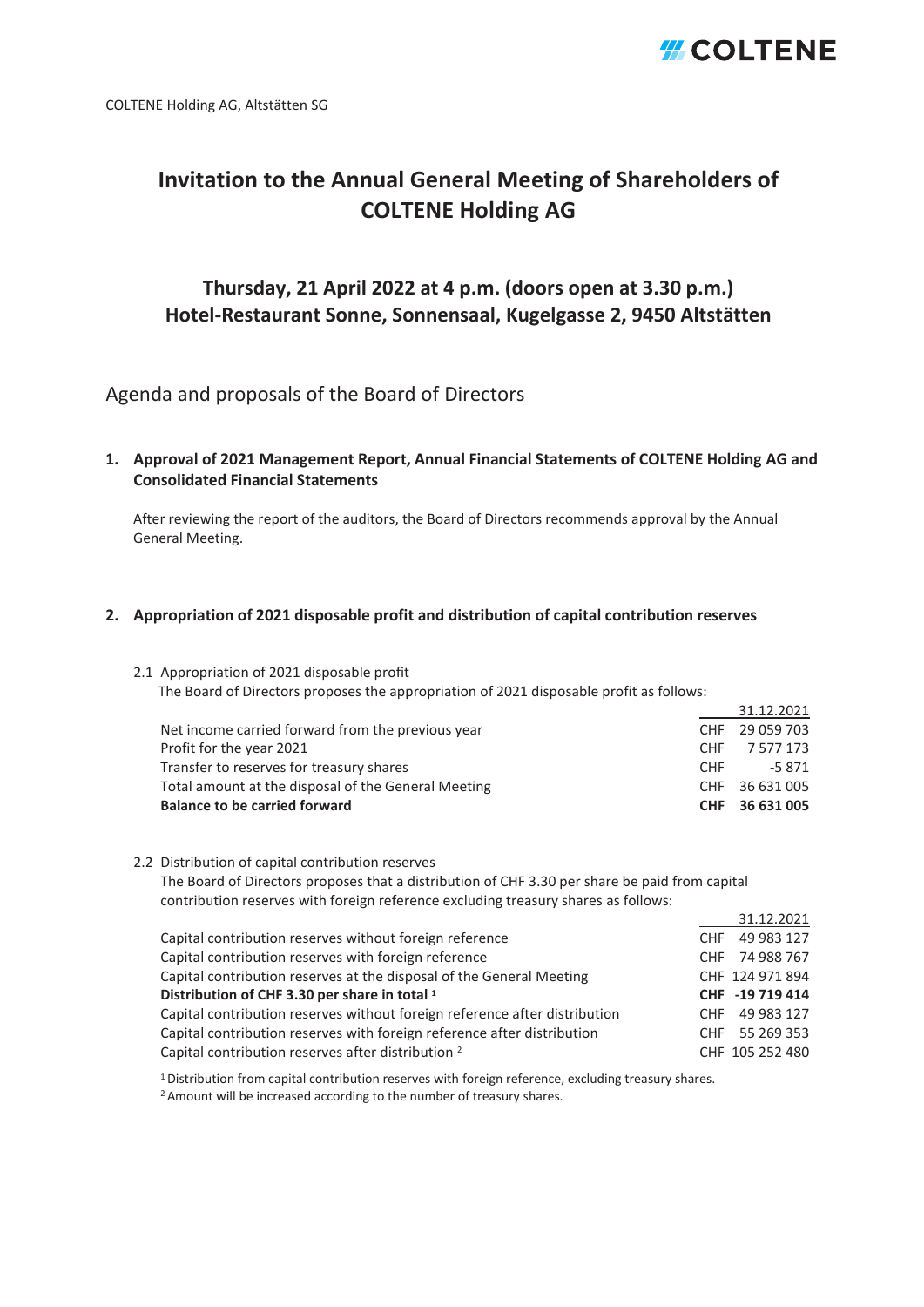COLTENE Holding AG, Altstätten SG

# Invitation to the Annual General Meeting of Shareholders of COLTENE Holding AG

## Thursday, 21 April 2022 at 4 p.m. (doors open at 3.30 p.m.) Hotel-Restaurant Sonne, Sonnensaal, Kugelgasse 2, 9450 Altstätten

## Agenda and proposals of the Board of Directors

### 1. Approval of 2021 Management Report, Annual Financial Statements of COLTENE Holding AG and Consolidated Financial Statements

After reviewing the report of the auditors, the Board of Directors recommends approval by the Annual General Meeting.

### 2. Appropriation of 2021 disposable profit and distribution of capital contribution reserves

2.1 Appropriation of 2021 disposable profit

The Board of Directors proposes the appropriation of 2021 disposable profit as follows:

| | | 31.12.2021 |
|---|---|---|
| Net income carried forward from the previous year | CHF | 29 059 703 |
| Profit for the year 2021 | CHF | 7 577 173 |
| Transfer to reserves for treasury shares | CHF | -5 871 |
| Total amount at the disposal of the General Meeting | CHF | 36 631 005 |
| **Balance to be carried forward** | **CHF** | **36 631 005** |

2.2 Distribution of capital contribution reserves

The Board of Directors proposes that a distribution of CHF 3.30 per share be paid from capital contribution reserves with foreign reference excluding treasury shares as follows:

| | | 31.12.2021 |
|---|---|---|
| Capital contribution reserves without foreign reference | CHF | 49 983 127 |
| Capital contribution reserves with foreign reference | CHF | 74 988 767 |
| Capital contribution reserves at the disposal of the General Meeting | CHF | 124 971 894 |
| **Distribution of CHF 3.30 per share in total [1]** | **CHF** | **-19 719 414** |
| Capital contribution reserves without foreign reference after distribution | CHF | 49 983 127 |
| Capital contribution reserves with foreign reference after distribution | CHF | 55 269 353 |
| Capital contribution reserves after distribution [2] | CHF | 105 252 480 |

[1] Distribution from capital contribution reserves with foreign reference, excluding treasury shares.

[2] Amount will be increased according to the number of treasury shares.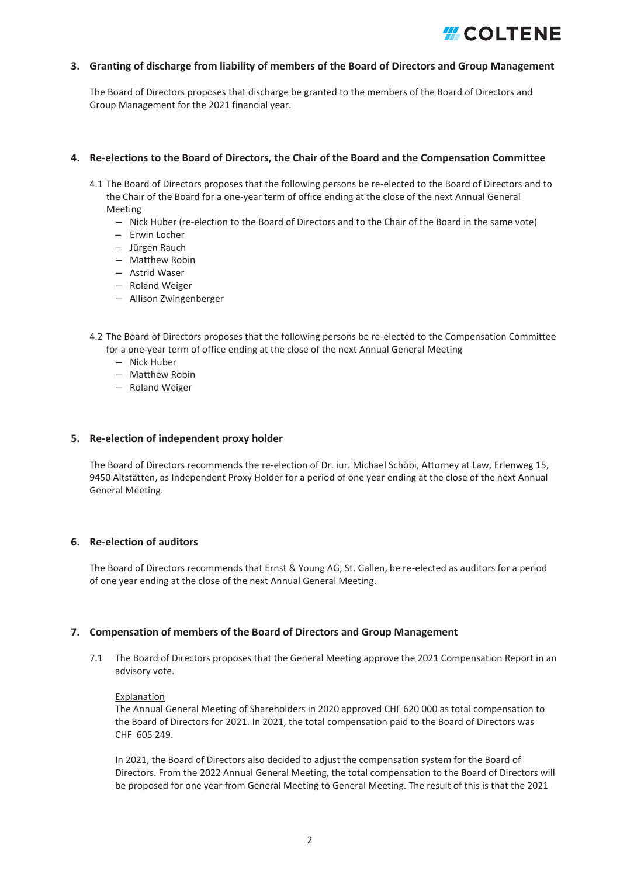### 3. Granting of discharge from liability of members of the Board of Directors and Group Management

The Board of Directors proposes that discharge be granted to the members of the Board of Directors and Group Management for the 2021 financial year.

### 4. Re-elections to the Board of Directors, the Chair of the Board and the Compensation Committee

4.1 The Board of Directors proposes that the following persons be re-elected to the Board of Directors and to the Chair of the Board for a one-year term of office ending at the close of the next Annual General Meeting

- Nick Huber (re-election to the Board of Directors and to the Chair of the Board in the same vote)
- Erwin Locher
- Jürgen Rauch
- Matthew Robin
- Astrid Waser
- Roland Weiger
- Allison Zwingenberger

4.2 The Board of Directors proposes that the following persons be re-elected to the Compensation Committee for a one-year term of office ending at the close of the next Annual General Meeting

- Nick Huber
- Matthew Robin
- Roland Weiger

### 5. Re-election of independent proxy holder

The Board of Directors recommends the re-election of Dr. iur. Michael Schöbi, Attorney at Law, Erlenweg 15, 9450 Altstätten, as Independent Proxy Holder for a period of one year ending at the close of the next Annual General Meeting.

### 6. Re-election of auditors

The Board of Directors recommends that Ernst & Young AG, St. Gallen, be re-elected as auditors for a period of one year ending at the close of the next Annual General Meeting.

### 7. Compensation of members of the Board of Directors and Group Management

7.1 The Board of Directors proposes that the General Meeting approve the 2021 Compensation Report in an advisory vote.

Explanation

The Annual General Meeting of Shareholders in 2020 approved CHF 620 000 as total compensation to the Board of Directors for 2021. In 2021, the total compensation paid to the Board of Directors was CHF 605 249.

In 2021, the Board of Directors also decided to adjust the compensation system for the Board of Directors. From the 2022 Annual General Meeting, the total compensation to the Board of Directors will be proposed for one year from General Meeting to General Meeting. The result of this is that the 2021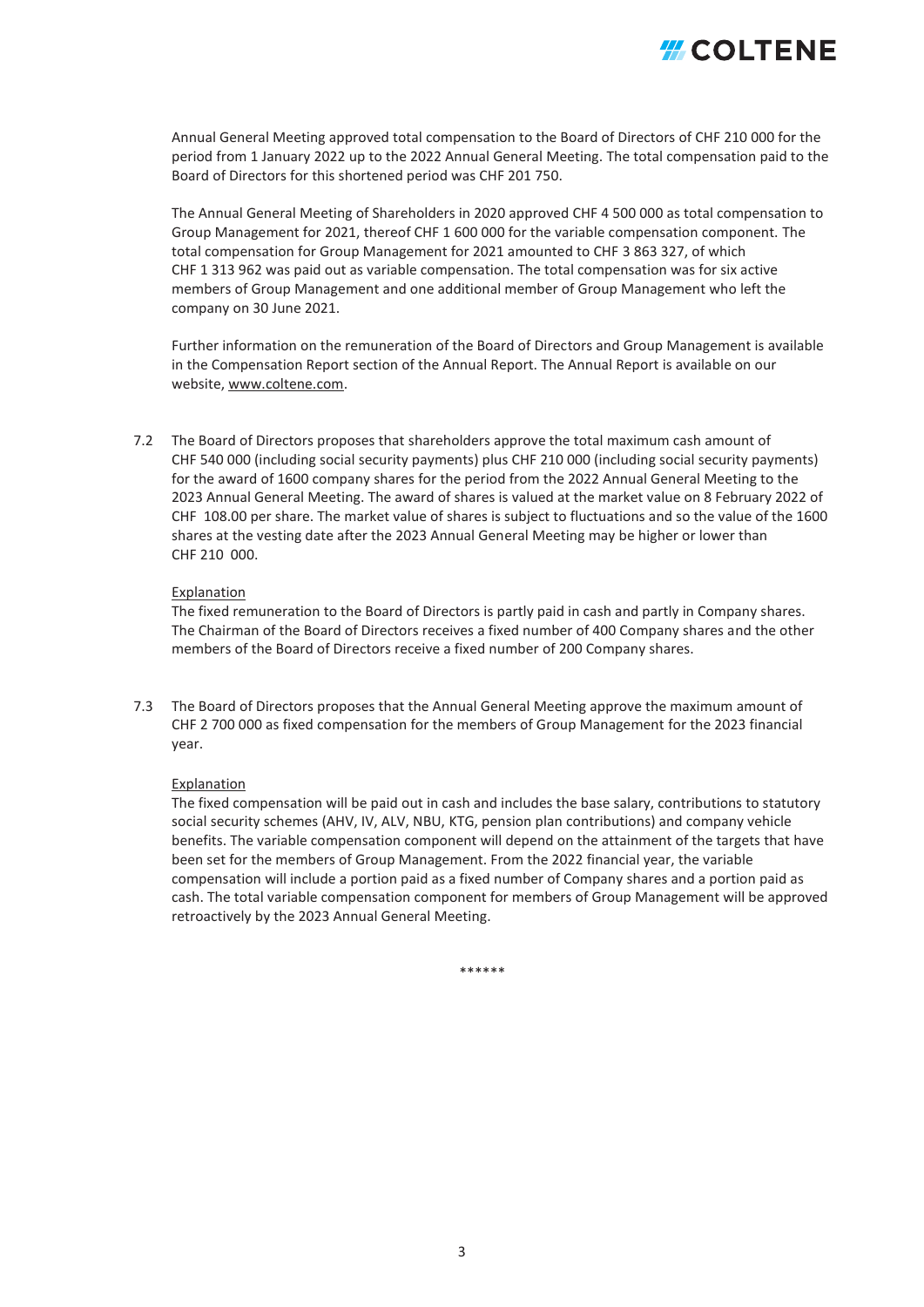Annual General Meeting approved total compensation to the Board of Directors of CHF 210 000 for the period from 1 January 2022 up to the 2022 Annual General Meeting. The total compensation paid to the Board of Directors for this shortened period was CHF 201 750.

The Annual General Meeting of Shareholders in 2020 approved CHF 4 500 000 as total compensation to Group Management for 2021, thereof CHF 1 600 000 for the variable compensation component. The total compensation for Group Management for 2021 amounted to CHF 3 863 327, of which CHF 1 313 962 was paid out as variable compensation. The total compensation was for six active members of Group Management and one additional member of Group Management who left the company on 30 June 2021.

Further information on the remuneration of the Board of Directors and Group Management is available in the Compensation Report section of the Annual Report. The Annual Report is available on our website, www.coltene.com.

7.2 The Board of Directors proposes that shareholders approve the total maximum cash amount of CHF 540 000 (including social security payments) plus CHF 210 000 (including social security payments) for the award of 1600 company shares for the period from the 2022 Annual General Meeting to the 2023 Annual General Meeting. The award of shares is valued at the market value on 8 February 2022 of CHF 108.00 per share. The market value of shares is subject to fluctuations and so the value of the 1600 shares at the vesting date after the 2023 Annual General Meeting may be higher or lower than CHF 210 000.

Explanation
The fixed remuneration to the Board of Directors is partly paid in cash and partly in Company shares. The Chairman of the Board of Directors receives a fixed number of 400 Company shares and the other members of the Board of Directors receive a fixed number of 200 Company shares.

7.3 The Board of Directors proposes that the Annual General Meeting approve the maximum amount of CHF 2 700 000 as fixed compensation for the members of Group Management for the 2023 financial year.

Explanation
The fixed compensation will be paid out in cash and includes the base salary, contributions to statutory social security schemes (AHV, IV, ALV, NBU, KTG, pension plan contributions) and company vehicle benefits. The variable compensation component will depend on the attainment of the targets that have been set for the members of Group Management. From the 2022 financial year, the variable compensation will include a portion paid as a fixed number of Company shares and a portion paid as cash. The total variable compensation component for members of Group Management will be approved retroactively by the 2023 Annual General Meeting.

******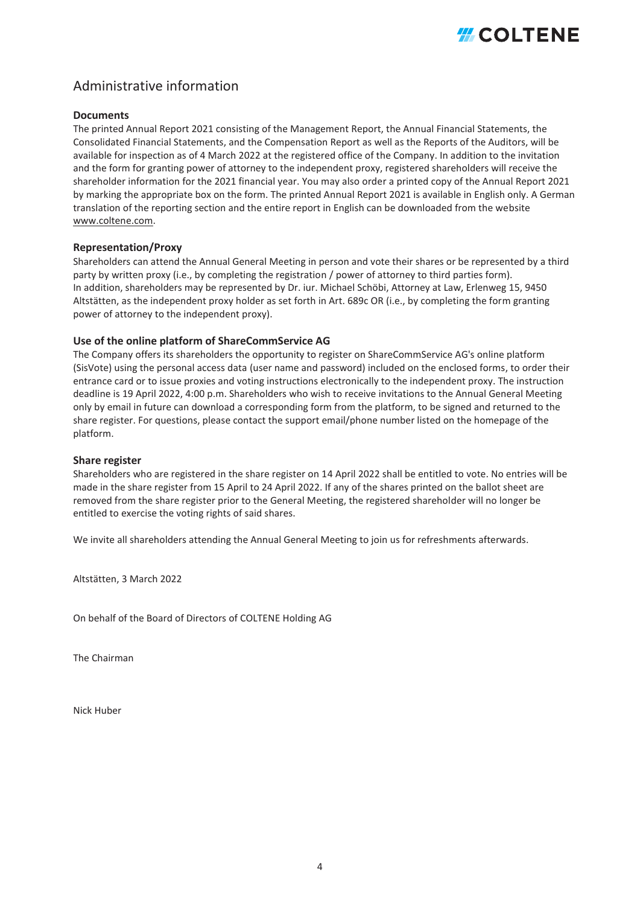## Administrative information

### Documents

The printed Annual Report 2021 consisting of the Management Report, the Annual Financial Statements, the Consolidated Financial Statements, and the Compensation Report as well as the Reports of the Auditors, will be available for inspection as of 4 March 2022 at the registered office of the Company. In addition to the invitation and the form for granting power of attorney to the independent proxy, registered shareholders will receive the shareholder information for the 2021 financial year. You may also order a printed copy of the Annual Report 2021 by marking the appropriate box on the form. The printed Annual Report 2021 is available in English only. A German translation of the reporting section and the entire report in English can be downloaded from the website www.coltene.com.

### Representation/Proxy

Shareholders can attend the Annual General Meeting in person and vote their shares or be represented by a third party by written proxy (i.e., by completing the registration / power of attorney to third parties form).
In addition, shareholders may be represented by Dr. iur. Michael Schöbi, Attorney at Law, Erlenweg 15, 9450 Altstätten, as the independent proxy holder as set forth in Art. 689c OR (i.e., by completing the form granting power of attorney to the independent proxy).

### Use of the online platform of ShareCommService AG

The Company offers its shareholders the opportunity to register on ShareCommService AG's online platform (SisVote) using the personal access data (user name and password) included on the enclosed forms, to order their entrance card or to issue proxies and voting instructions electronically to the independent proxy. The instruction deadline is 19 April 2022, 4:00 p.m. Shareholders who wish to receive invitations to the Annual General Meeting only by email in future can download a corresponding form from the platform, to be signed and returned to the share register. For questions, please contact the support email/phone number listed on the homepage of the platform.

### Share register

Shareholders who are registered in the share register on 14 April 2022 shall be entitled to vote. No entries will be made in the share register from 15 April to 24 April 2022. If any of the shares printed on the ballot sheet are removed from the share register prior to the General Meeting, the registered shareholder will no longer be entitled to exercise the voting rights of said shares.

We invite all shareholders attending the Annual General Meeting to join us for refreshments afterwards.

Altstätten, 3 March 2022

On behalf of the Board of Directors of COLTENE Holding AG

The Chairman

Nick Huber